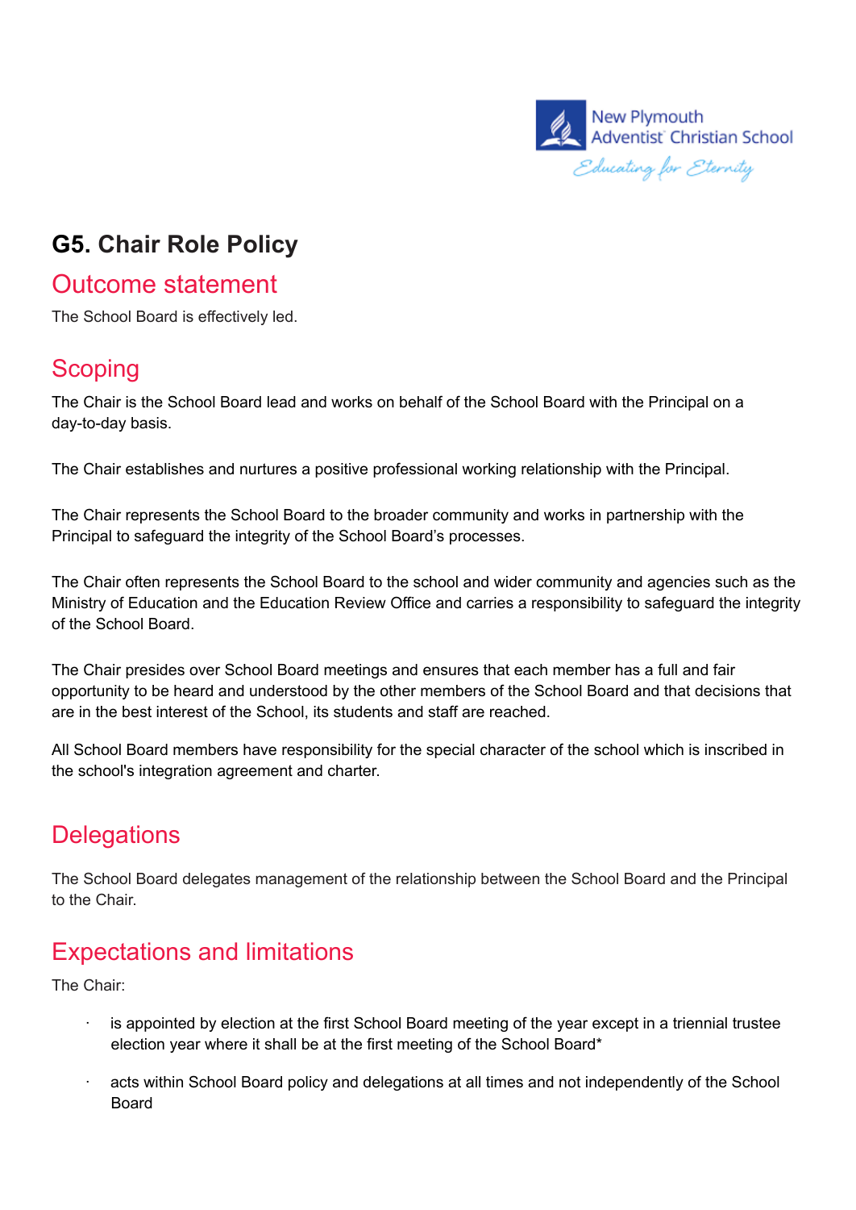New Plymouth Adventist Christian School

*Educating for Eternity*

# G5. Chair Role Policy

## Outcome statement

The School Board is effectively led.

## Scoping

The Chair is the School Board lead and works on behalf of the School Board with the Principal on a day-to-day basis.

The Chair establishes and nurtures a positive professional working relationship with the Principal.

The Chair represents the School Board to the broader community and works in partnership with the Principal to safeguard the integrity of the School Board's processes.

The Chair often represents the School Board to the school and wider community and agencies such as the Ministry of Education and the Education Review Office and carries a responsibility to safeguard the integrity of the School Board.

The Chair presides over School Board meetings and ensures that each member has a full and fair opportunity to be heard and understood by the other members of the School Board and that decisions that are in the best interest of the School, its students and staff are reached.

All School Board members have responsibility for the special character of the school which is inscribed in the school's integration agreement and charter.

## Delegations

The School Board delegates management of the relationship between the School Board and the Principal to the Chair.

## Expectations and limitations

The Chair:

- is appointed by election at the first School Board meeting of the year except in a triennial trustee election year where it shall be at the first meeting of the School Board*
- acts within School Board policy and delegations at all times and not independently of the School Board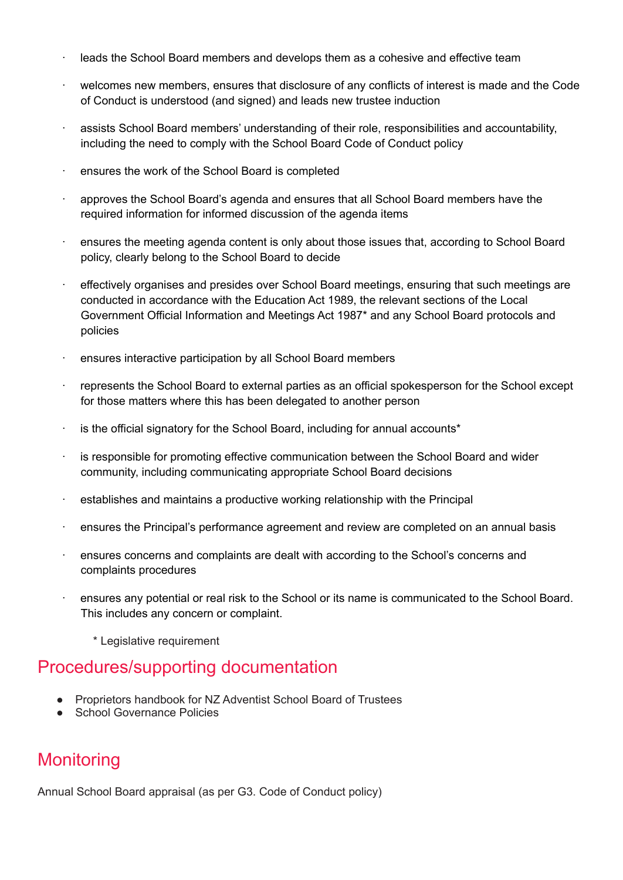- leads the School Board members and develops them as a cohesive and effective team
- welcomes new members, ensures that disclosure of any conflicts of interest is made and the Code of Conduct is understood (and signed) and leads new trustee induction
- assists School Board members' understanding of their role, responsibilities and accountability, including the need to comply with the School Board Code of Conduct policy
- ensures the work of the School Board is completed
- approves the School Board's agenda and ensures that all School Board members have the required information for informed discussion of the agenda items
- ensures the meeting agenda content is only about those issues that, according to School Board policy, clearly belong to the School Board to decide
- effectively organises and presides over School Board meetings, ensuring that such meetings are conducted in accordance with the Education Act 1989, the relevant sections of the Local Government Official Information and Meetings Act 1987* and any School Board protocols and policies
- ensures interactive participation by all School Board members
- represents the School Board to external parties as an official spokesperson for the School except for those matters where this has been delegated to another person
- is the official signatory for the School Board, including for annual accounts*
- is responsible for promoting effective communication between the School Board and wider community, including communicating appropriate School Board decisions
- establishes and maintains a productive working relationship with the Principal
- ensures the Principal's performance agreement and review are completed on an annual basis
- ensures concerns and complaints are dealt with according to the School's concerns and complaints procedures
- ensures any potential or real risk to the School or its name is communicated to the School Board. This includes any concern or complaint.

  * Legislative requirement

## Procedures/supporting documentation

- Proprietors handbook for NZ Adventist School Board of Trustees
- School Governance Policies

## Monitoring

Annual School Board appraisal (as per G3. Code of Conduct policy)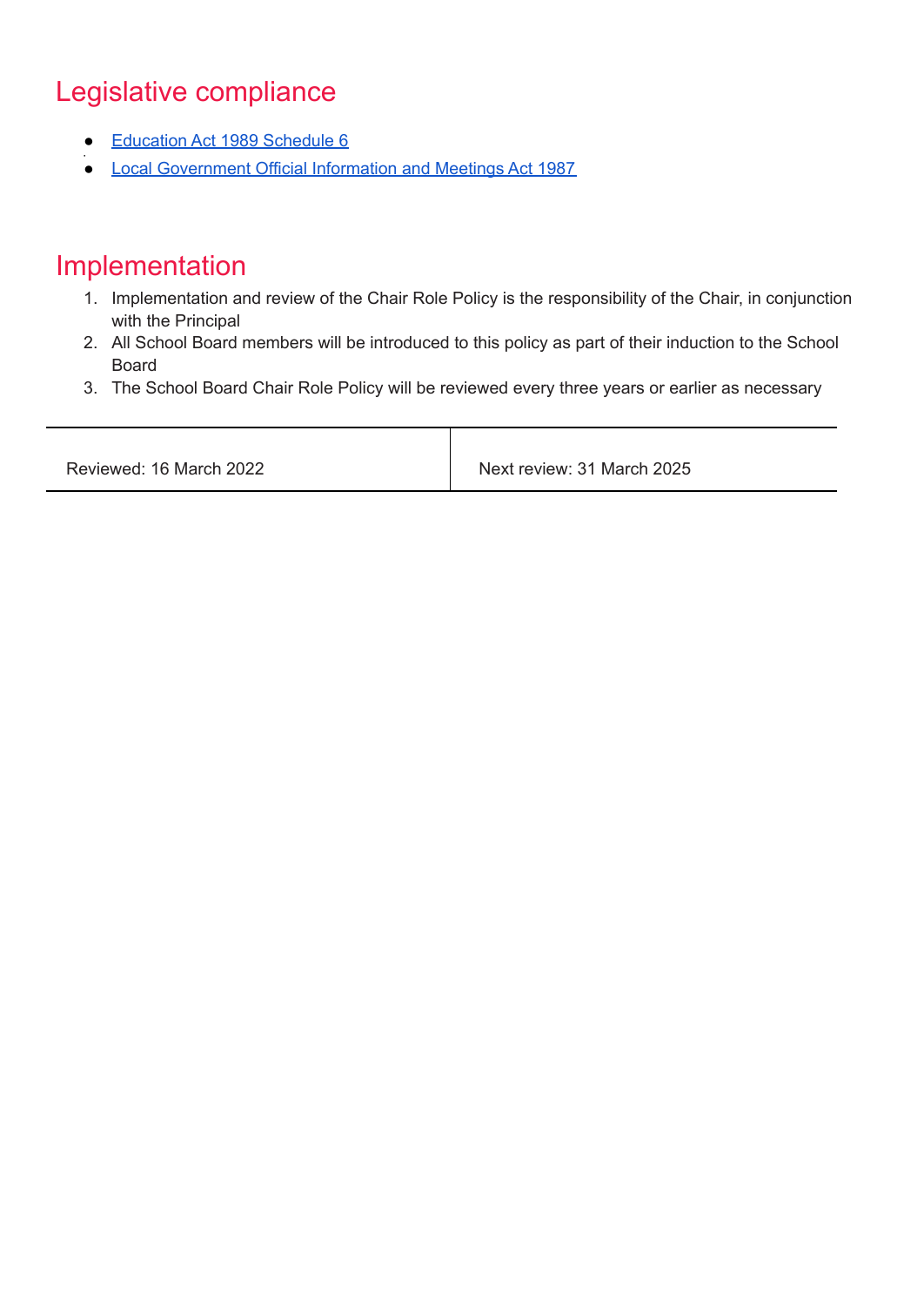## Legislative compliance

- [Education Act 1989 Schedule 6]
- [Local Government Official Information and Meetings Act 1987]

## Implementation

1. Implementation and review of the Chair Role Policy is the responsibility of the Chair, in conjunction with the Principal
2. All School Board members will be introduced to this policy as part of their induction to the School Board
3. The School Board Chair Role Policy will be reviewed every three years or earlier as necessary

| | |
|---|---|
| Reviewed: 16 March 2022 | Next review: 31 March 2025 |